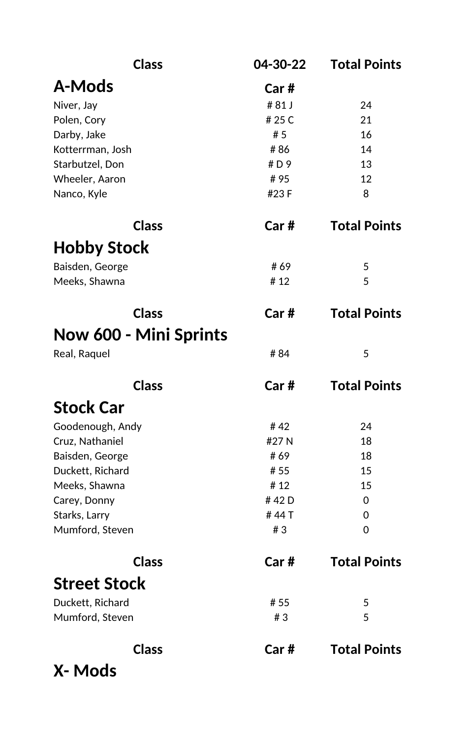| Class | 04-30-22 | Total Points |
|---|---|---|
| **A-Mods** | **Car #** | |
| Niver, Jay | # 81 J | 24 |
| Polen, Cory | # 25 C | 21 |
| Darby, Jake | # 5 | 16 |
| Kotterrman, Josh | # 86 | 14 |
| Starbutzel, Don | # D 9 | 13 |
| Wheeler, Aaron | # 95 | 12 |
| Nanco, Kyle | #23 F | 8 |

| Class | Car # | Total Points |
|---|---|---|
| **Hobby Stock** | | |
| Baisden, George | # 69 | 5 |
| Meeks, Shawna | # 12 | 5 |

| Class | Car # | Total Points |
|---|---|---|
| **Now 600 - Mini Sprints** | | |
| Real, Raquel | # 84 | 5 |

| Class | Car # | Total Points |
|---|---|---|
| **Stock Car** | | |
| Goodenough, Andy | # 42 | 24 |
| Cruz, Nathaniel | #27 N | 18 |
| Baisden, George | # 69 | 18 |
| Duckett, Richard | # 55 | 15 |
| Meeks, Shawna | # 12 | 15 |
| Carey, Donny | # 42 D | 0 |
| Starks, Larry | # 44 T | 0 |
| Mumford, Steven | # 3 | 0 |

| Class | Car # | Total Points |
|---|---|---|
| **Street Stock** | | |
| Duckett, Richard | # 55 | 5 |
| Mumford, Steven | # 3 | 5 |

| Class | Car # | Total Points |
|---|---|---|
| **X- Mods** | | |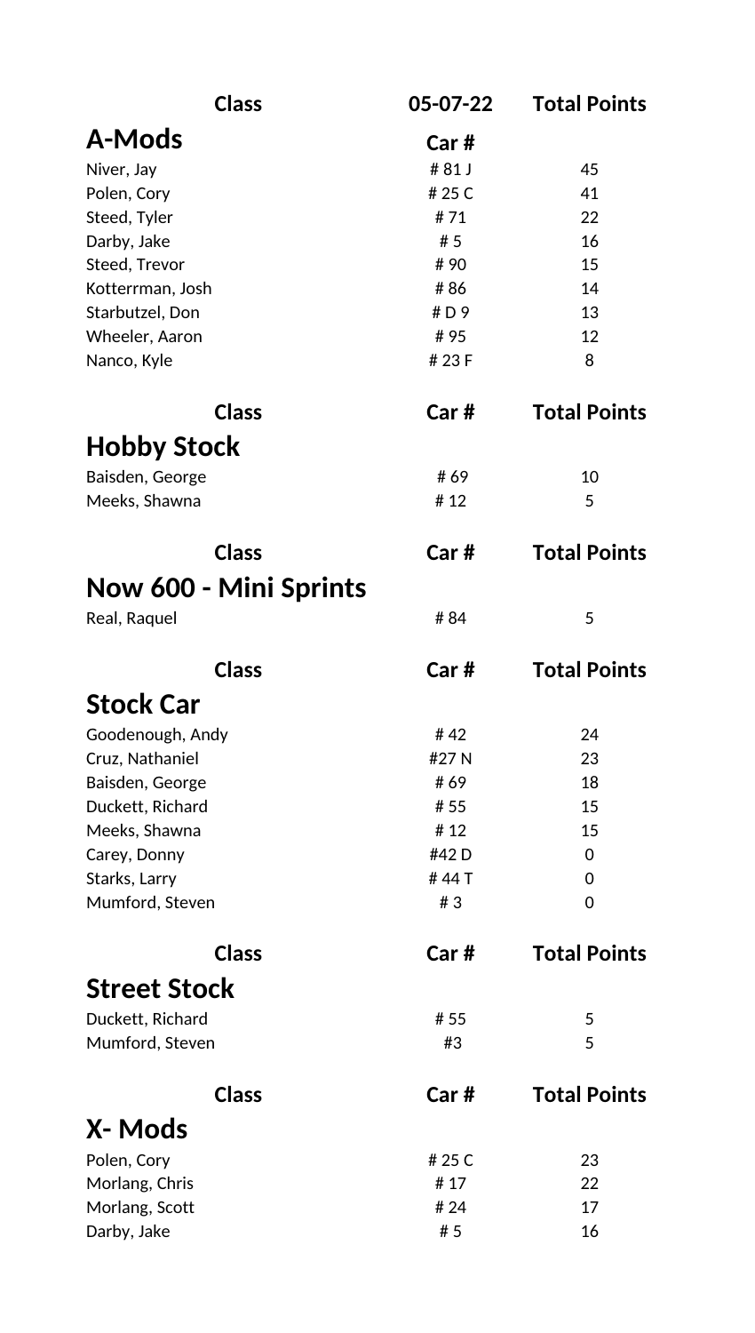| Class | 05-07-22 | Total Points |
|---|---|---|
| **A-Mods** | **Car #** | |
| Niver, Jay | # 81 J | 45 |
| Polen, Cory | # 25 C | 41 |
| Steed, Tyler | # 71 | 22 |
| Darby, Jake | # 5 | 16 |
| Steed, Trevor | # 90 | 15 |
| Kotterrman, Josh | # 86 | 14 |
| Starbutzel, Don | # D 9 | 13 |
| Wheeler, Aaron | # 95 | 12 |
| Nanco, Kyle | # 23 F | 8 |

| Class | Car # | Total Points |
|---|---|---|
| **Hobby Stock** | | |
| Baisden, George | # 69 | 10 |
| Meeks, Shawna | # 12 | 5 |

| Class | Car # | Total Points |
|---|---|---|
| **Now 600 - Mini Sprints** | | |
| Real, Raquel | # 84 | 5 |

| Class | Car # | Total Points |
|---|---|---|
| **Stock Car** | | |
| Goodenough, Andy | # 42 | 24 |
| Cruz, Nathaniel | #27 N | 23 |
| Baisden, George | # 69 | 18 |
| Duckett, Richard | # 55 | 15 |
| Meeks, Shawna | # 12 | 15 |
| Carey, Donny | #42 D | 0 |
| Starks, Larry | # 44 T | 0 |
| Mumford, Steven | # 3 | 0 |

| Class | Car # | Total Points |
|---|---|---|
| **Street Stock** | | |
| Duckett, Richard | # 55 | 5 |
| Mumford, Steven | #3 | 5 |

| Class | Car # | Total Points |
|---|---|---|
| **X- Mods** | | |
| Polen, Cory | # 25 C | 23 |
| Morlang, Chris | # 17 | 22 |
| Morlang, Scott | # 24 | 17 |
| Darby, Jake | # 5 | 16 |